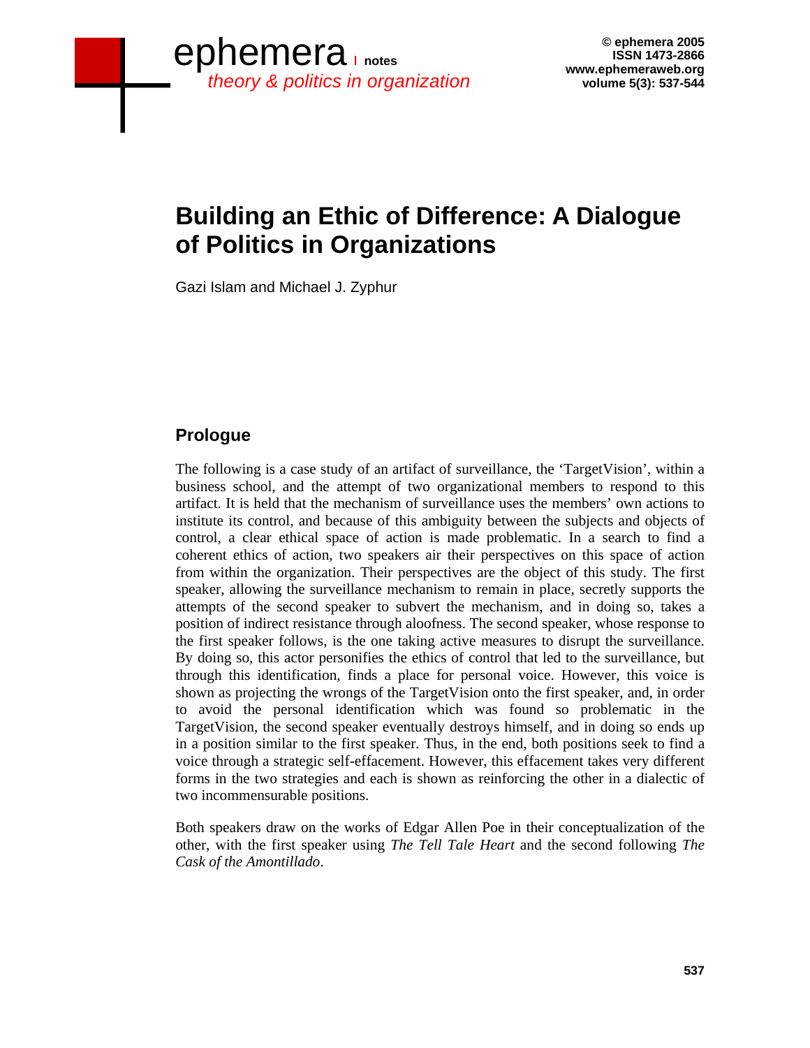# Building an Ethic of Difference: A Dialogue of Politics in Organizations

Gazi Islam and Michael J. Zyphur

## Prologue

The following is a case study of an artifact of surveillance, the 'TargetVision', within a business school, and the attempt of two organizational members to respond to this artifact. It is held that the mechanism of surveillance uses the members' own actions to institute its control, and because of this ambiguity between the subjects and objects of control, a clear ethical space of action is made problematic. In a search to find a coherent ethics of action, two speakers air their perspectives on this space of action from within the organization. Their perspectives are the object of this study. The first speaker, allowing the surveillance mechanism to remain in place, secretly supports the attempts of the second speaker to subvert the mechanism, and in doing so, takes a position of indirect resistance through aloofness. The second speaker, whose response to the first speaker follows, is the one taking active measures to disrupt the surveillance. By doing so, this actor personifies the ethics of control that led to the surveillance, but through this identification, finds a place for personal voice. However, this voice is shown as projecting the wrongs of the TargetVision onto the first speaker, and, in order to avoid the personal identification which was found so problematic in the TargetVision, the second speaker eventually destroys himself, and in doing so ends up in a position similar to the first speaker. Thus, in the end, both positions seek to find a voice through a strategic self-effacement. However, this effacement takes very different forms in the two strategies and each is shown as reinforcing the other in a dialectic of two incommensurable positions.

Both speakers draw on the works of Edgar Allen Poe in their conceptualization of the other, with the first speaker using *The Tell Tale Heart* and the second following *The Cask of the Amontillado*.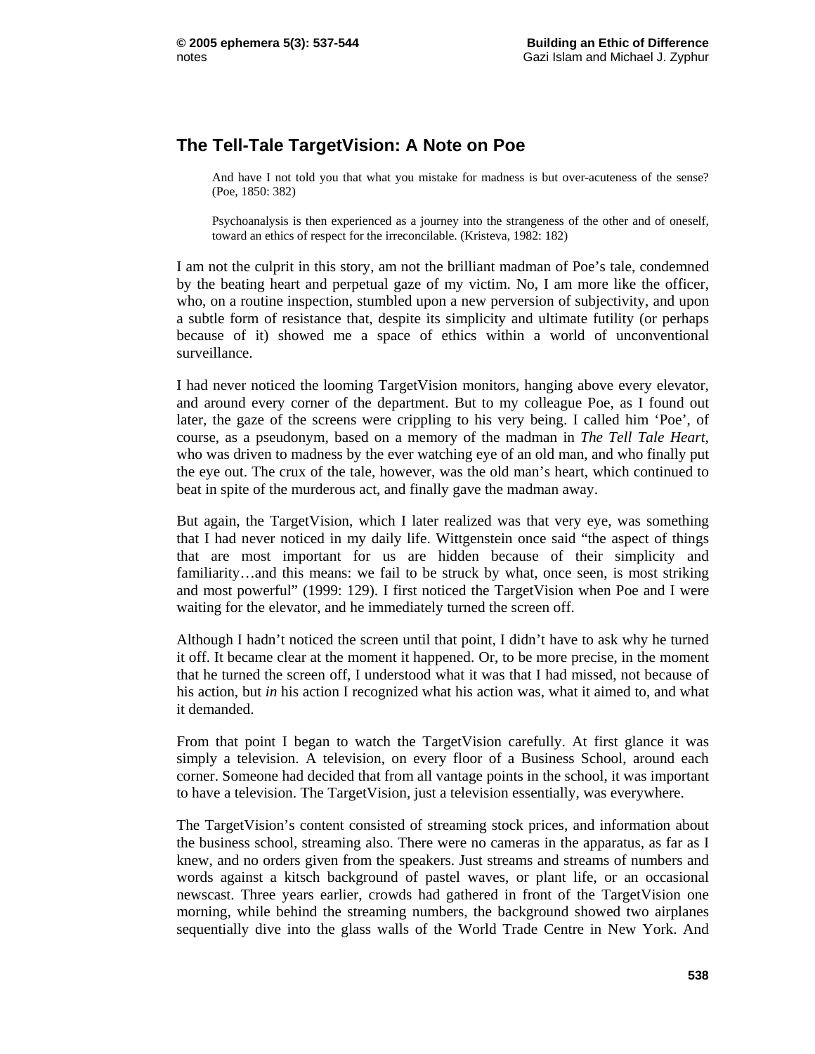## The Tell-Tale TargetVision: A Note on Poe

> And have I not told you that what you mistake for madness is but over-acuteness of the sense? (Poe, 1850: 382)

> Psychoanalysis is then experienced as a journey into the strangeness of the other and of oneself, toward an ethics of respect for the irreconcilable. (Kristeva, 1982: 182)

I am not the culprit in this story, am not the brilliant madman of Poe's tale, condemned by the beating heart and perpetual gaze of my victim. No, I am more like the officer, who, on a routine inspection, stumbled upon a new perversion of subjectivity, and upon a subtle form of resistance that, despite its simplicity and ultimate futility (or perhaps because of it) showed me a space of ethics within a world of unconventional surveillance.

I had never noticed the looming TargetVision monitors, hanging above every elevator, and around every corner of the department. But to my colleague Poe, as I found out later, the gaze of the screens were crippling to his very being. I called him 'Poe', of course, as a pseudonym, based on a memory of the madman in *The Tell Tale Heart*, who was driven to madness by the ever watching eye of an old man, and who finally put the eye out. The crux of the tale, however, was the old man's heart, which continued to beat in spite of the murderous act, and finally gave the madman away.

But again, the TargetVision, which I later realized was that very eye, was something that I had never noticed in my daily life. Wittgenstein once said "the aspect of things that are most important for us are hidden because of their simplicity and familiarity…and this means: we fail to be struck by what, once seen, is most striking and most powerful" (1999: 129). I first noticed the TargetVision when Poe and I were waiting for the elevator, and he immediately turned the screen off.

Although I hadn't noticed the screen until that point, I didn't have to ask why he turned it off. It became clear at the moment it happened. Or, to be more precise, in the moment that he turned the screen off, I understood what it was that I had missed, not because of his action, but *in* his action I recognized what his action was, what it aimed to, and what it demanded.

From that point I began to watch the TargetVision carefully. At first glance it was simply a television. A television, on every floor of a Business School, around each corner. Someone had decided that from all vantage points in the school, it was important to have a television. The TargetVision, just a television essentially, was everywhere.

The TargetVision's content consisted of streaming stock prices, and information about the business school, streaming also. There were no cameras in the apparatus, as far as I knew, and no orders given from the speakers. Just streams and streams of numbers and words against a kitsch background of pastel waves, or plant life, or an occasional newscast. Three years earlier, crowds had gathered in front of the TargetVision one morning, while behind the streaming numbers, the background showed two airplanes sequentially dive into the glass walls of the World Trade Centre in New York. And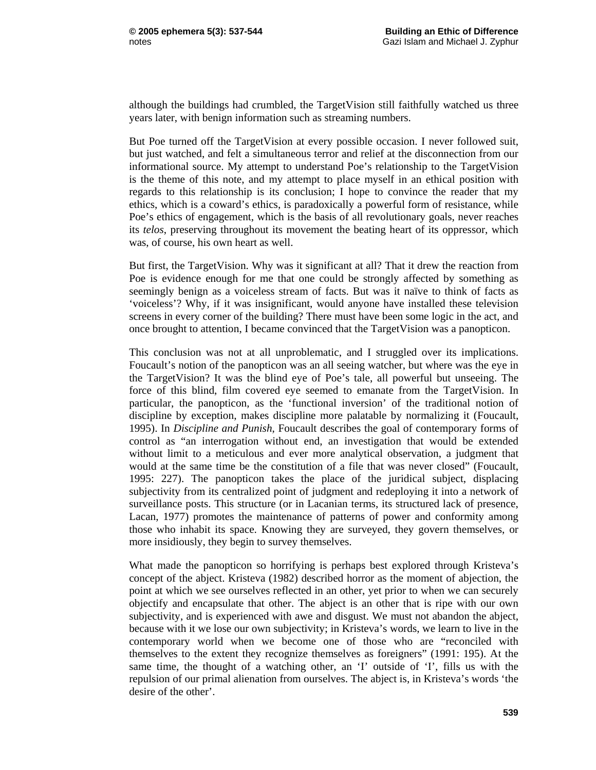although the buildings had crumbled, the TargetVision still faithfully watched us three years later, with benign information such as streaming numbers.

But Poe turned off the TargetVision at every possible occasion. I never followed suit, but just watched, and felt a simultaneous terror and relief at the disconnection from our informational source. My attempt to understand Poe's relationship to the TargetVision is the theme of this note, and my attempt to place myself in an ethical position with regards to this relationship is its conclusion; I hope to convince the reader that my ethics, which is a coward's ethics, is paradoxically a powerful form of resistance, while Poe's ethics of engagement, which is the basis of all revolutionary goals, never reaches its *telos*, preserving throughout its movement the beating heart of its oppressor, which was, of course, his own heart as well.

But first, the TargetVision. Why was it significant at all? That it drew the reaction from Poe is evidence enough for me that one could be strongly affected by something as seemingly benign as a voiceless stream of facts. But was it naïve to think of facts as 'voiceless'? Why, if it was insignificant, would anyone have installed these television screens in every corner of the building? There must have been some logic in the act, and once brought to attention, I became convinced that the TargetVision was a panopticon.

This conclusion was not at all unproblematic, and I struggled over its implications. Foucault's notion of the panopticon was an all seeing watcher, but where was the eye in the TargetVision? It was the blind eye of Poe's tale, all powerful but unseeing. The force of this blind, film covered eye seemed to emanate from the TargetVision. In particular, the panopticon, as the 'functional inversion' of the traditional notion of discipline by exception, makes discipline more palatable by normalizing it (Foucault, 1995). In *Discipline and Punish*, Foucault describes the goal of contemporary forms of control as "an interrogation without end, an investigation that would be extended without limit to a meticulous and ever more analytical observation, a judgment that would at the same time be the constitution of a file that was never closed" (Foucault, 1995: 227). The panopticon takes the place of the juridical subject, displacing subjectivity from its centralized point of judgment and redeploying it into a network of surveillance posts. This structure (or in Lacanian terms, its structured lack of presence, Lacan, 1977) promotes the maintenance of patterns of power and conformity among those who inhabit its space. Knowing they are surveyed, they govern themselves, or more insidiously, they begin to survey themselves.

What made the panopticon so horrifying is perhaps best explored through Kristeva's concept of the abject. Kristeva (1982) described horror as the moment of abjection, the point at which we see ourselves reflected in an other, yet prior to when we can securely objectify and encapsulate that other. The abject is an other that is ripe with our own subjectivity, and is experienced with awe and disgust. We must not abandon the abject, because with it we lose our own subjectivity; in Kristeva's words, we learn to live in the contemporary world when we become one of those who are "reconciled with themselves to the extent they recognize themselves as foreigners" (1991: 195). At the same time, the thought of a watching other, an 'I' outside of 'I', fills us with the repulsion of our primal alienation from ourselves. The abject is, in Kristeva's words 'the desire of the other'.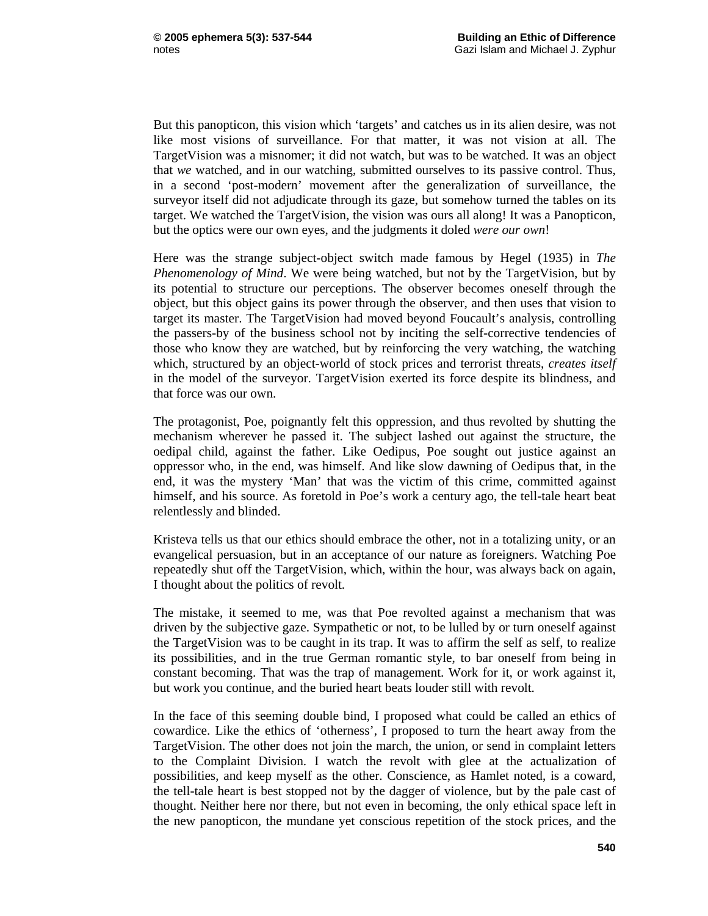But this panopticon, this vision which 'targets' and catches us in its alien desire, was not like most visions of surveillance. For that matter, it was not vision at all. The TargetVision was a misnomer; it did not watch, but was to be watched. It was an object that *we* watched, and in our watching, submitted ourselves to its passive control. Thus, in a second 'post-modern' movement after the generalization of surveillance, the surveyor itself did not adjudicate through its gaze, but somehow turned the tables on its target. We watched the TargetVision, the vision was ours all along! It was a Panopticon, but the optics were our own eyes, and the judgments it doled *were our own*!

Here was the strange subject-object switch made famous by Hegel (1935) in *The Phenomenology of Mind*. We were being watched, but not by the TargetVision, but by its potential to structure our perceptions. The observer becomes oneself through the object, but this object gains its power through the observer, and then uses that vision to target its master. The TargetVision had moved beyond Foucault's analysis, controlling the passers-by of the business school not by inciting the self-corrective tendencies of those who know they are watched, but by reinforcing the very watching, the watching which, structured by an object-world of stock prices and terrorist threats, *creates itself* in the model of the surveyor. TargetVision exerted its force despite its blindness, and that force was our own.

The protagonist, Poe, poignantly felt this oppression, and thus revolted by shutting the mechanism wherever he passed it. The subject lashed out against the structure, the oedipal child, against the father. Like Oedipus, Poe sought out justice against an oppressor who, in the end, was himself. And like slow dawning of Oedipus that, in the end, it was the mystery 'Man' that was the victim of this crime, committed against himself, and his source. As foretold in Poe's work a century ago, the tell-tale heart beat relentlessly and blinded.

Kristeva tells us that our ethics should embrace the other, not in a totalizing unity, or an evangelical persuasion, but in an acceptance of our nature as foreigners. Watching Poe repeatedly shut off the TargetVision, which, within the hour, was always back on again, I thought about the politics of revolt.

The mistake, it seemed to me, was that Poe revolted against a mechanism that was driven by the subjective gaze. Sympathetic or not, to be lulled by or turn oneself against the TargetVision was to be caught in its trap. It was to affirm the self as self, to realize its possibilities, and in the true German romantic style, to bar oneself from being in constant becoming. That was the trap of management. Work for it, or work against it, but work you continue, and the buried heart beats louder still with revolt.

In the face of this seeming double bind, I proposed what could be called an ethics of cowardice. Like the ethics of 'otherness', I proposed to turn the heart away from the TargetVision. The other does not join the march, the union, or send in complaint letters to the Complaint Division. I watch the revolt with glee at the actualization of possibilities, and keep myself as the other. Conscience, as Hamlet noted, is a coward, the tell-tale heart is best stopped not by the dagger of violence, but by the pale cast of thought. Neither here nor there, but not even in becoming, the only ethical space left in the new panopticon, the mundane yet conscious repetition of the stock prices, and the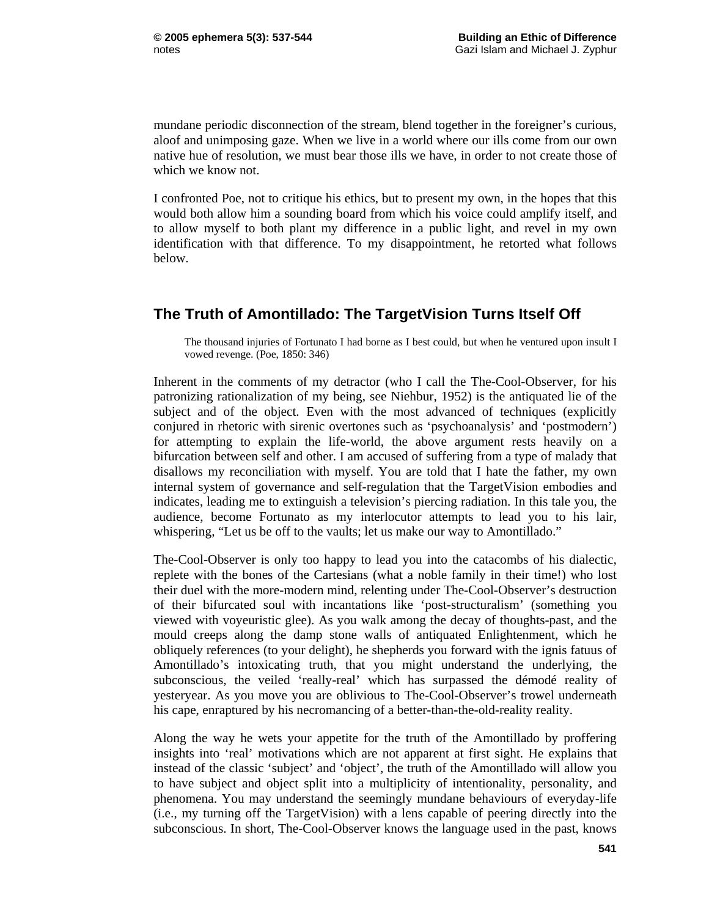mundane periodic disconnection of the stream, blend together in the foreigner's curious, aloof and unimposing gaze. When we live in a world where our ills come from our own native hue of resolution, we must bear those ills we have, in order to not create those of which we know not.

I confronted Poe, not to critique his ethics, but to present my own, in the hopes that this would both allow him a sounding board from which his voice could amplify itself, and to allow myself to both plant my difference in a public light, and revel in my own identification with that difference. To my disappointment, he retorted what follows below.

## The Truth of Amontillado: The TargetVision Turns Itself Off

> The thousand injuries of Fortunato I had borne as I best could, but when he ventured upon insult I vowed revenge. (Poe, 1850: 346)

Inherent in the comments of my detractor (who I call the The-Cool-Observer, for his patronizing rationalization of my being, see Niehbur, 1952) is the antiquated lie of the subject and of the object. Even with the most advanced of techniques (explicitly conjured in rhetoric with sirenic overtones such as 'psychoanalysis' and 'postmodern') for attempting to explain the life-world, the above argument rests heavily on a bifurcation between self and other. I am accused of suffering from a type of malady that disallows my reconciliation with myself. You are told that I hate the father, my own internal system of governance and self-regulation that the TargetVision embodies and indicates, leading me to extinguish a television's piercing radiation. In this tale you, the audience, become Fortunato as my interlocutor attempts to lead you to his lair, whispering, "Let us be off to the vaults; let us make our way to Amontillado."

The-Cool-Observer is only too happy to lead you into the catacombs of his dialectic, replete with the bones of the Cartesians (what a noble family in their time!) who lost their duel with the more-modern mind, relenting under The-Cool-Observer's destruction of their bifurcated soul with incantations like 'post-structuralism' (something you viewed with voyeuristic glee). As you walk among the decay of thoughts-past, and the mould creeps along the damp stone walls of antiquated Enlightenment, which he obliquely references (to your delight), he shepherds you forward with the ignis fatuus of Amontillado's intoxicating truth, that you might understand the underlying, the subconscious, the veiled 'really-real' which has surpassed the démodé reality of yesteryear. As you move you are oblivious to The-Cool-Observer's trowel underneath his cape, enraptured by his necromancing of a better-than-the-old-reality reality.

Along the way he wets your appetite for the truth of the Amontillado by proffering insights into 'real' motivations which are not apparent at first sight. He explains that instead of the classic 'subject' and 'object', the truth of the Amontillado will allow you to have subject and object split into a multiplicity of intentionality, personality, and phenomena. You may understand the seemingly mundane behaviours of everyday-life (i.e., my turning off the TargetVision) with a lens capable of peering directly into the subconscious. In short, The-Cool-Observer knows the language used in the past, knows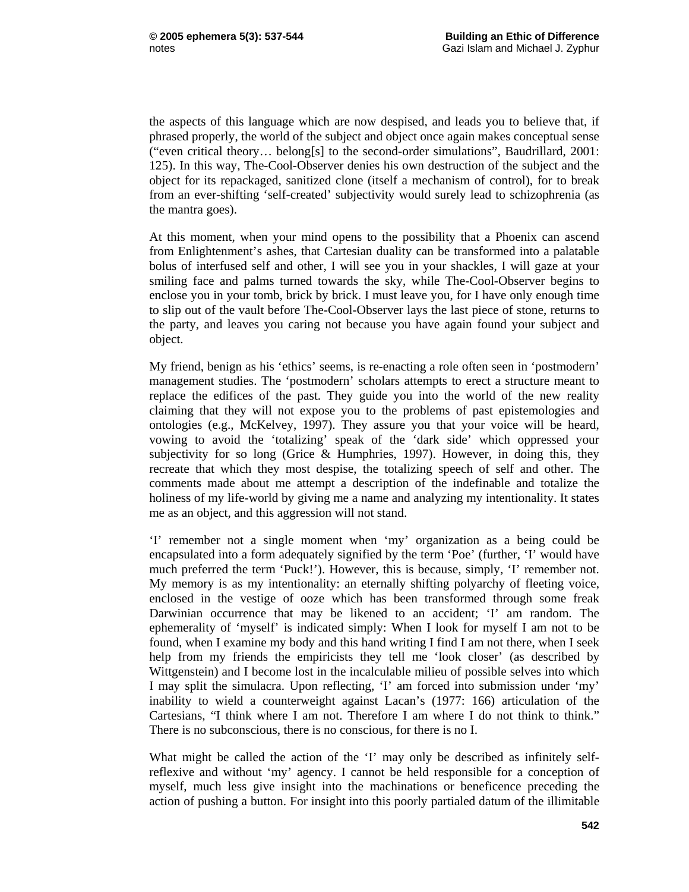the aspects of this language which are now despised, and leads you to believe that, if phrased properly, the world of the subject and object once again makes conceptual sense ("even critical theory… belong[s] to the second-order simulations", Baudrillard, 2001: 125). In this way, The-Cool-Observer denies his own destruction of the subject and the object for its repackaged, sanitized clone (itself a mechanism of control), for to break from an ever-shifting 'self-created' subjectivity would surely lead to schizophrenia (as the mantra goes).

At this moment, when your mind opens to the possibility that a Phoenix can ascend from Enlightenment's ashes, that Cartesian duality can be transformed into a palatable bolus of interfused self and other, I will see you in your shackles, I will gaze at your smiling face and palms turned towards the sky, while The-Cool-Observer begins to enclose you in your tomb, brick by brick. I must leave you, for I have only enough time to slip out of the vault before The-Cool-Observer lays the last piece of stone, returns to the party, and leaves you caring not because you have again found your subject and object.

My friend, benign as his 'ethics' seems, is re-enacting a role often seen in 'postmodern' management studies. The 'postmodern' scholars attempts to erect a structure meant to replace the edifices of the past. They guide you into the world of the new reality claiming that they will not expose you to the problems of past epistemologies and ontologies (e.g., McKelvey, 1997). They assure you that your voice will be heard, vowing to avoid the 'totalizing' speak of the 'dark side' which oppressed your subjectivity for so long (Grice & Humphries, 1997). However, in doing this, they recreate that which they most despise, the totalizing speech of self and other. The comments made about me attempt a description of the indefinable and totalize the holiness of my life-world by giving me a name and analyzing my intentionality. It states me as an object, and this aggression will not stand.

'I' remember not a single moment when 'my' organization as a being could be encapsulated into a form adequately signified by the term 'Poe' (further, 'I' would have much preferred the term 'Puck!'). However, this is because, simply, 'I' remember not. My memory is as my intentionality: an eternally shifting polyarchy of fleeting voice, enclosed in the vestige of ooze which has been transformed through some freak Darwinian occurrence that may be likened to an accident; 'I' am random. The ephemerality of 'myself' is indicated simply: When I look for myself I am not to be found, when I examine my body and this hand writing I find I am not there, when I seek help from my friends the empiricists they tell me 'look closer' (as described by Wittgenstein) and I become lost in the incalculable milieu of possible selves into which I may split the simulacra. Upon reflecting, 'I' am forced into submission under 'my' inability to wield a counterweight against Lacan's (1977: 166) articulation of the Cartesians, "I think where I am not. Therefore I am where I do not think to think." There is no subconscious, there is no conscious, for there is no I.

What might be called the action of the 'I' may only be described as infinitely self-reflexive and without 'my' agency. I cannot be held responsible for a conception of myself, much less give insight into the machinations or beneficence preceding the action of pushing a button. For insight into this poorly partialed datum of the illimitable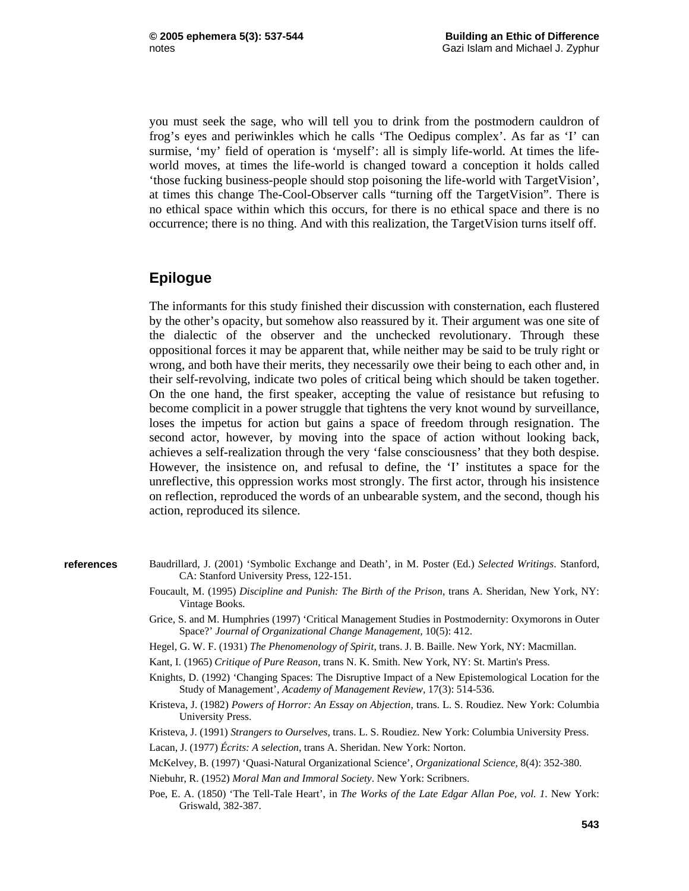you must seek the sage, who will tell you to drink from the postmodern cauldron of frog's eyes and periwinkles which he calls 'The Oedipus complex'. As far as 'I' can surmise, 'my' field of operation is 'myself': all is simply life-world. At times the life-world moves, at times the life-world is changed toward a conception it holds called 'those fucking business-people should stop poisoning the life-world with TargetVision', at times this change The-Cool-Observer calls "turning off the TargetVision". There is no ethical space within which this occurs, for there is no ethical space and there is no occurrence; there is no thing. And with this realization, the TargetVision turns itself off.

## Epilogue

The informants for this study finished their discussion with consternation, each flustered by the other's opacity, but somehow also reassured by it. Their argument was one site of the dialectic of the observer and the unchecked revolutionary. Through these oppositional forces it may be apparent that, while neither may be said to be truly right or wrong, and both have their merits, they necessarily owe their being to each other and, in their self-revolving, indicate two poles of critical being which should be taken together. On the one hand, the first speaker, accepting the value of resistance but refusing to become complicit in a power struggle that tightens the very knot wound by surveillance, loses the impetus for action but gains a space of freedom through resignation. The second actor, however, by moving into the space of action without looking back, achieves a self-realization through the very 'false consciousness' that they both despise. However, the insistence on, and refusal to define, the 'I' institutes a space for the unreflective, this oppression works most strongly. The first actor, through his insistence on reflection, reproduced the words of an unbearable system, and the second, though his action, reproduced its silence.

**references**

Baudrillard, J. (2001) 'Symbolic Exchange and Death', in M. Poster (Ed.) *Selected Writings*. Stanford, CA: Stanford University Press, 122-151.

Foucault, M. (1995) *Discipline and Punish: The Birth of the Prison*, trans A. Sheridan, New York, NY: Vintage Books.

Grice, S. and M. Humphries (1997) 'Critical Management Studies in Postmodernity: Oxymorons in Outer Space?' *Journal of Organizational Change Management*, 10(5): 412.

Hegel, G. W. F. (1931) *The Phenomenology of Spirit*, trans. J. B. Baille. New York, NY: Macmillan.

Kant, I. (1965) *Critique of Pure Reason*, trans N. K. Smith. New York, NY: St. Martin's Press.

Knights, D. (1992) 'Changing Spaces: The Disruptive Impact of a New Epistemological Location for the Study of Management', *Academy of Management Review*, 17(3): 514-536.

Kristeva, J. (1982) *Powers of Horror: An Essay on Abjection*, trans. L. S. Roudiez. New York: Columbia University Press.

Kristeva, J. (1991) *Strangers to Ourselves*, trans. L. S. Roudiez. New York: Columbia University Press.

Lacan, J. (1977) *Écrits: A selection*, trans A. Sheridan. New York: Norton.

McKelvey, B. (1997) 'Quasi-Natural Organizational Science', *Organizational Science*, 8(4): 352-380.

Niebuhr, R. (1952) *Moral Man and Immoral Society*. New York: Scribners.

Poe, E. A. (1850) 'The Tell-Tale Heart', in *The Works of the Late Edgar Allan Poe, vol. 1*. New York: Griswald, 382-387.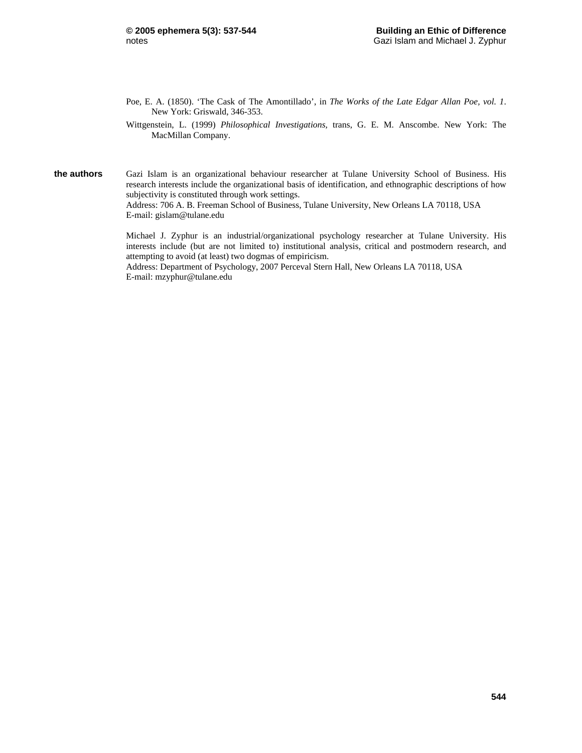Poe, E. A. (1850). 'The Cask of The Amontillado', in *The Works of the Late Edgar Allan Poe, vol. 1*. New York: Griswald, 346-353.

Wittgenstein, L. (1999) *Philosophical Investigations,* trans, G. E. M. Anscombe. New York: The MacMillan Company.

**the authors**

Gazi Islam is an organizational behaviour researcher at Tulane University School of Business. His research interests include the organizational basis of identification, and ethnographic descriptions of how subjectivity is constituted through work settings.
Address: 706 A. B. Freeman School of Business, Tulane University, New Orleans LA 70118, USA
E-mail: gislam@tulane.edu

Michael J. Zyphur is an industrial/organizational psychology researcher at Tulane University. His interests include (but are not limited to) institutional analysis, critical and postmodern research, and attempting to avoid (at least) two dogmas of empiricism.
Address: Department of Psychology, 2007 Perceval Stern Hall, New Orleans LA 70118, USA
E-mail: mzyphur@tulane.edu